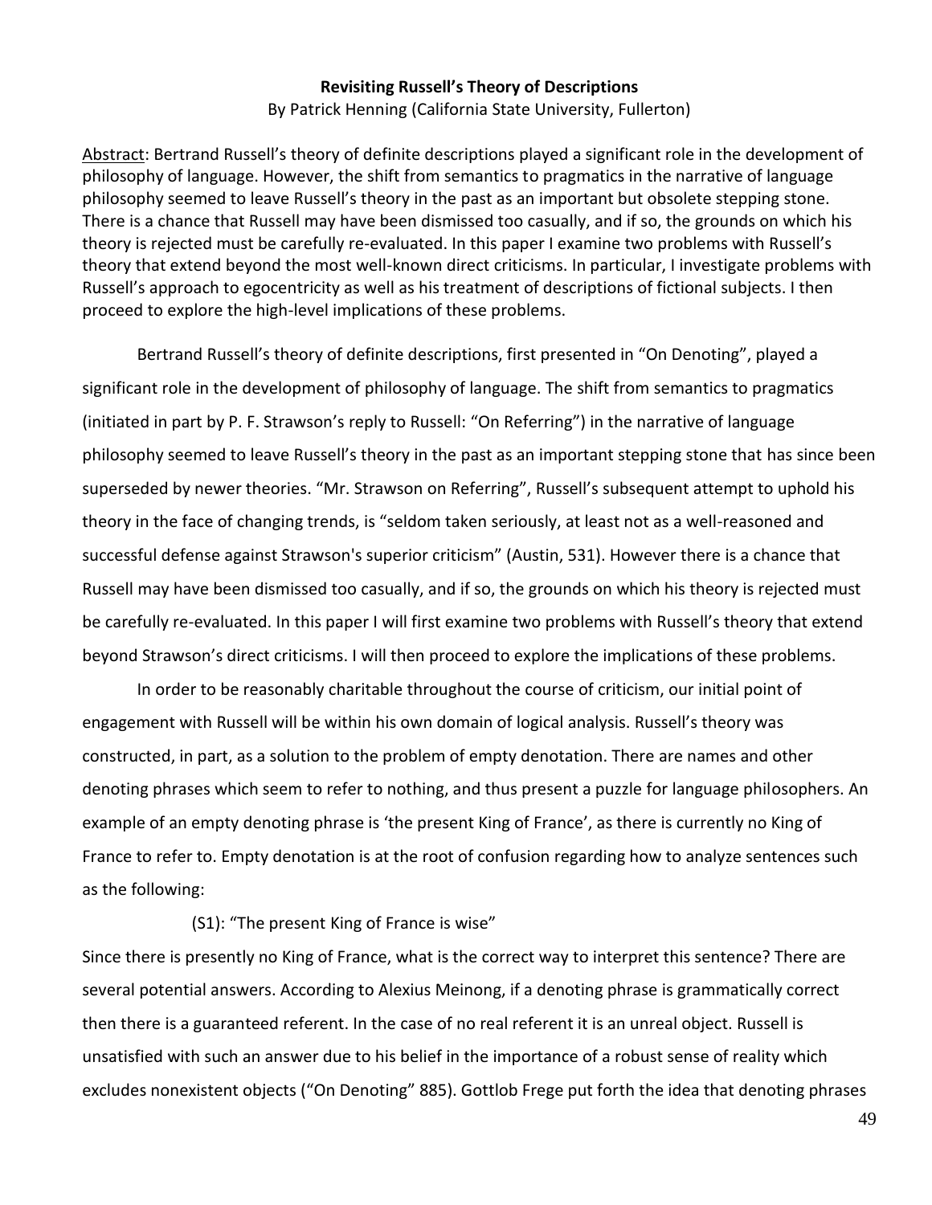**Revisiting Russell's Theory of Descriptions**

By Patrick Henning (California State University, Fullerton)

Abstract: Bertrand Russell's theory of definite descriptions played a significant role in the development of philosophy of language. However, the shift from semantics to pragmatics in the narrative of language philosophy seemed to leave Russell's theory in the past as an important but obsolete stepping stone. There is a chance that Russell may have been dismissed too casually, and if so, the grounds on which his theory is rejected must be carefully re-evaluated. In this paper I examine two problems with Russell's theory that extend beyond the most well-known direct criticisms. In particular, I investigate problems with Russell's approach to egocentricity as well as his treatment of descriptions of fictional subjects. I then proceed to explore the high-level implications of these problems.

Bertrand Russell's theory of definite descriptions, first presented in "On Denoting", played a significant role in the development of philosophy of language. The shift from semantics to pragmatics (initiated in part by P. F. Strawson's reply to Russell: "On Referring") in the narrative of language philosophy seemed to leave Russell's theory in the past as an important stepping stone that has since been superseded by newer theories. "Mr. Strawson on Referring", Russell's subsequent attempt to uphold his theory in the face of changing trends, is "seldom taken seriously, at least not as a well-reasoned and successful defense against Strawson's superior criticism" (Austin, 531). However there is a chance that Russell may have been dismissed too casually, and if so, the grounds on which his theory is rejected must be carefully re-evaluated. In this paper I will first examine two problems with Russell's theory that extend beyond Strawson's direct criticisms. I will then proceed to explore the implications of these problems.

In order to be reasonably charitable throughout the course of criticism, our initial point of engagement with Russell will be within his own domain of logical analysis. Russell's theory was constructed, in part, as a solution to the problem of empty denotation. There are names and other denoting phrases which seem to refer to nothing, and thus present a puzzle for language philosophers. An example of an empty denoting phrase is 'the present King of France', as there is currently no King of France to refer to. Empty denotation is at the root of confusion regarding how to analyze sentences such as the following:

(S1): "The present King of France is wise"

Since there is presently no King of France, what is the correct way to interpret this sentence? There are several potential answers. According to Alexius Meinong, if a denoting phrase is grammatically correct then there is a guaranteed referent. In the case of no real referent it is an unreal object. Russell is unsatisfied with such an answer due to his belief in the importance of a robust sense of reality which excludes nonexistent objects ("On Denoting" 885). Gottlob Frege put forth the idea that denoting phrases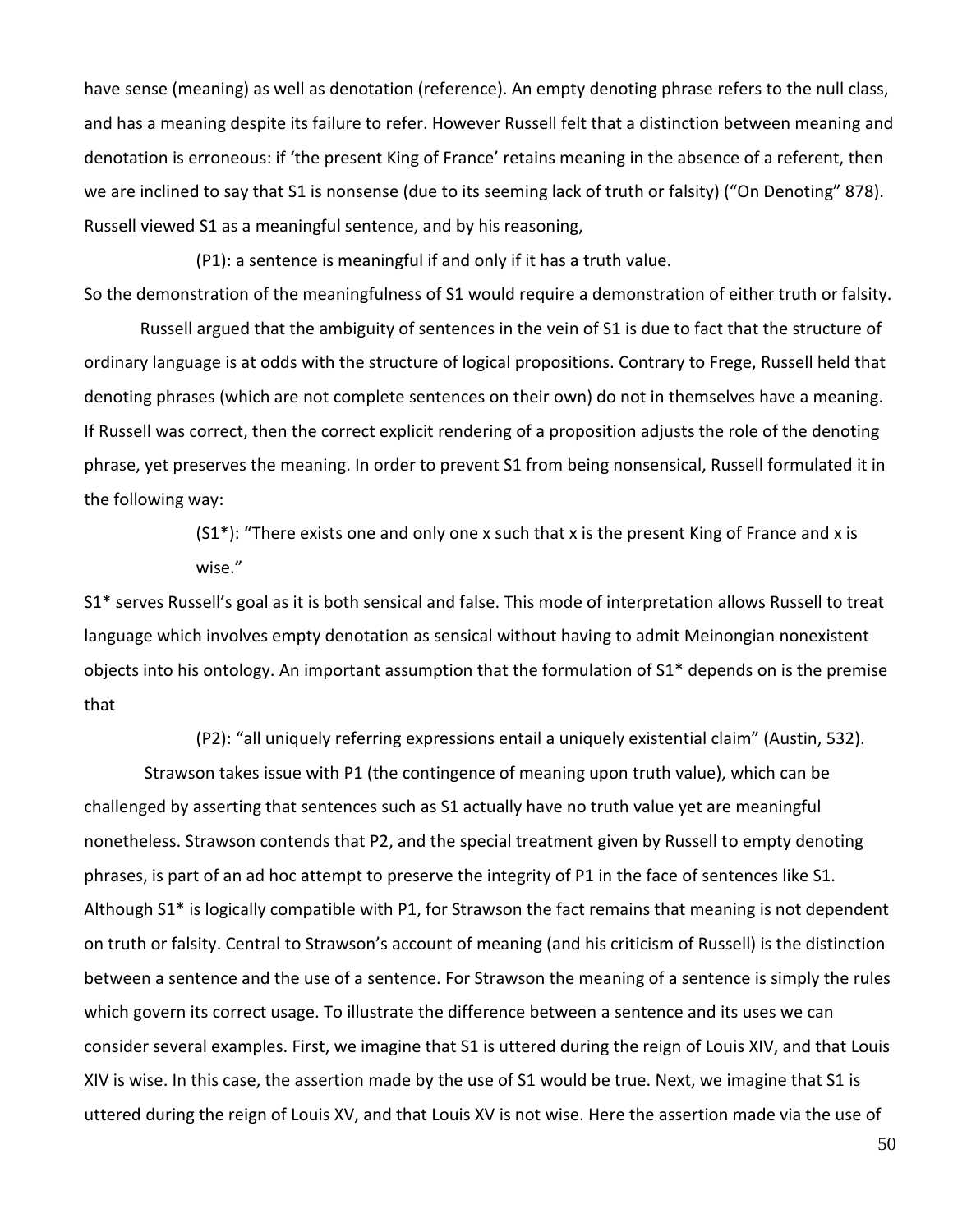have sense (meaning) as well as denotation (reference). An empty denoting phrase refers to the null class, and has a meaning despite its failure to refer. However Russell felt that a distinction between meaning and denotation is erroneous: if 'the present King of France' retains meaning in the absence of a referent, then we are inclined to say that S1 is nonsense (due to its seeming lack of truth or falsity) ("On Denoting" 878). Russell viewed S1 as a meaningful sentence, and by his reasoning,

> (P1): a sentence is meaningful if and only if it has a truth value.

So the demonstration of the meaningfulness of S1 would require a demonstration of either truth or falsity.

Russell argued that the ambiguity of sentences in the vein of S1 is due to fact that the structure of ordinary language is at odds with the structure of logical propositions. Contrary to Frege, Russell held that denoting phrases (which are not complete sentences on their own) do not in themselves have a meaning. If Russell was correct, then the correct explicit rendering of a proposition adjusts the role of the denoting phrase, yet preserves the meaning. In order to prevent S1 from being nonsensical, Russell formulated it in the following way:

> (S1*): "There exists one and only one x such that x is the present King of France and x is wise."

S1* serves Russell's goal as it is both sensical and false. This mode of interpretation allows Russell to treat language which involves empty denotation as sensical without having to admit Meinongian nonexistent objects into his ontology. An important assumption that the formulation of S1* depends on is the premise that

> (P2): "all uniquely referring expressions entail a uniquely existential claim" (Austin, 532).

Strawson takes issue with P1 (the contingence of meaning upon truth value), which can be challenged by asserting that sentences such as S1 actually have no truth value yet are meaningful nonetheless. Strawson contends that P2, and the special treatment given by Russell to empty denoting phrases, is part of an ad hoc attempt to preserve the integrity of P1 in the face of sentences like S1. Although S1* is logically compatible with P1, for Strawson the fact remains that meaning is not dependent on truth or falsity. Central to Strawson's account of meaning (and his criticism of Russell) is the distinction between a sentence and the use of a sentence. For Strawson the meaning of a sentence is simply the rules which govern its correct usage. To illustrate the difference between a sentence and its uses we can consider several examples. First, we imagine that S1 is uttered during the reign of Louis XIV, and that Louis XIV is wise. In this case, the assertion made by the use of S1 would be true. Next, we imagine that S1 is uttered during the reign of Louis XV, and that Louis XV is not wise. Here the assertion made via the use of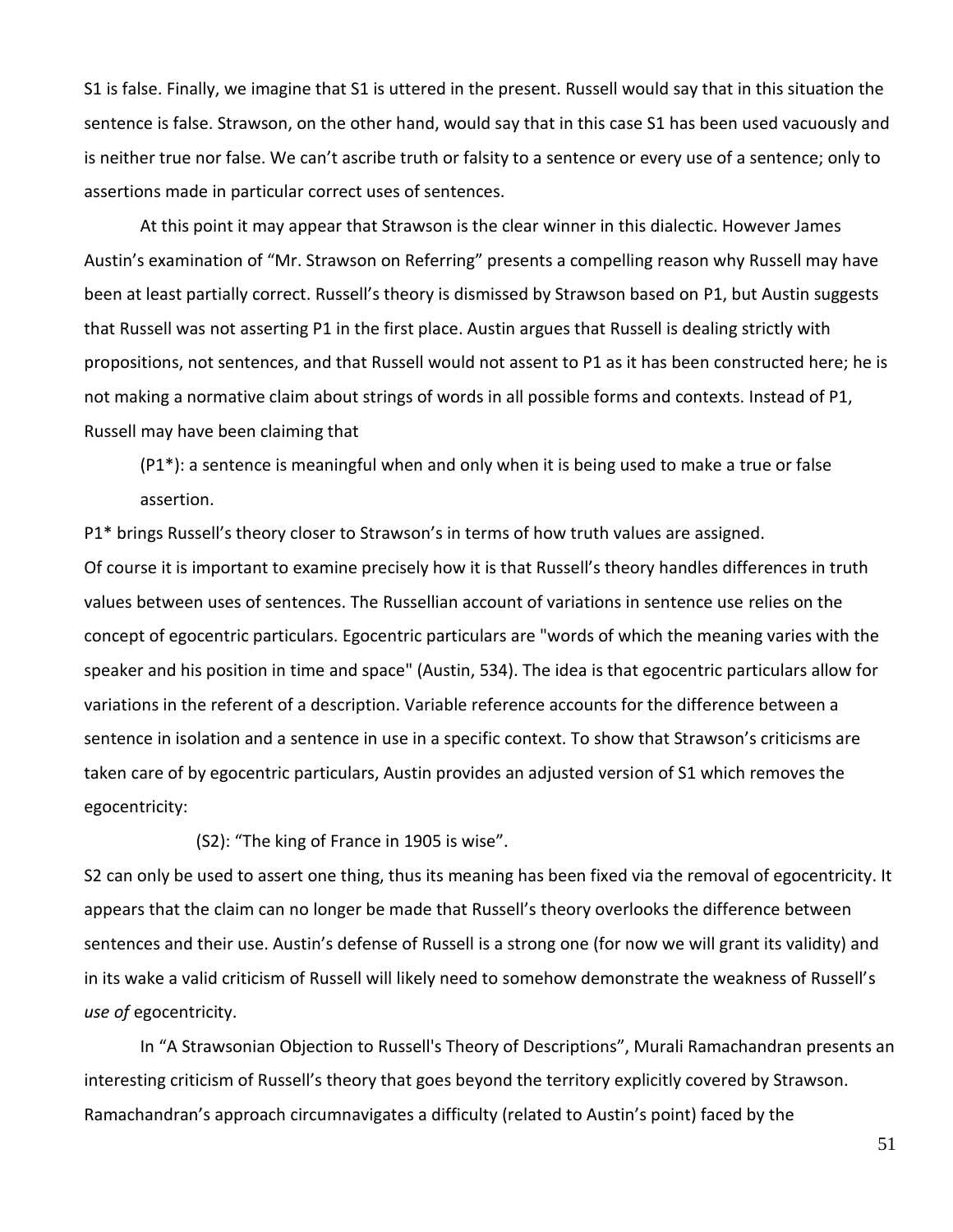S1 is false. Finally, we imagine that S1 is uttered in the present. Russell would say that in this situation the sentence is false. Strawson, on the other hand, would say that in this case S1 has been used vacuously and is neither true nor false. We can't ascribe truth or falsity to a sentence or every use of a sentence; only to assertions made in particular correct uses of sentences.

At this point it may appear that Strawson is the clear winner in this dialectic. However James Austin's examination of "Mr. Strawson on Referring" presents a compelling reason why Russell may have been at least partially correct. Russell's theory is dismissed by Strawson based on P1, but Austin suggests that Russell was not asserting P1 in the first place. Austin argues that Russell is dealing strictly with propositions, not sentences, and that Russell would not assent to P1 as it has been constructed here; he is not making a normative claim about strings of words in all possible forms and contexts. Instead of P1, Russell may have been claiming that

> (P1*): a sentence is meaningful when and only when it is being used to make a true or false assertion.

P1* brings Russell's theory closer to Strawson's in terms of how truth values are assigned.

Of course it is important to examine precisely how it is that Russell's theory handles differences in truth values between uses of sentences. The Russellian account of variations in sentence use relies on the concept of egocentric particulars. Egocentric particulars are "words of which the meaning varies with the speaker and his position in time and space" (Austin, 534). The idea is that egocentric particulars allow for variations in the referent of a description. Variable reference accounts for the difference between a sentence in isolation and a sentence in use in a specific context. To show that Strawson's criticisms are taken care of by egocentric particulars, Austin provides an adjusted version of S1 which removes the egocentricity:

> (S2): "The king of France in 1905 is wise".

S2 can only be used to assert one thing, thus its meaning has been fixed via the removal of egocentricity. It appears that the claim can no longer be made that Russell's theory overlooks the difference between sentences and their use. Austin's defense of Russell is a strong one (for now we will grant its validity) and in its wake a valid criticism of Russell will likely need to somehow demonstrate the weakness of Russell's *use of* egocentricity.

In "A Strawsonian Objection to Russell's Theory of Descriptions", Murali Ramachandran presents an interesting criticism of Russell's theory that goes beyond the territory explicitly covered by Strawson. Ramachandran's approach circumnavigates a difficulty (related to Austin's point) faced by the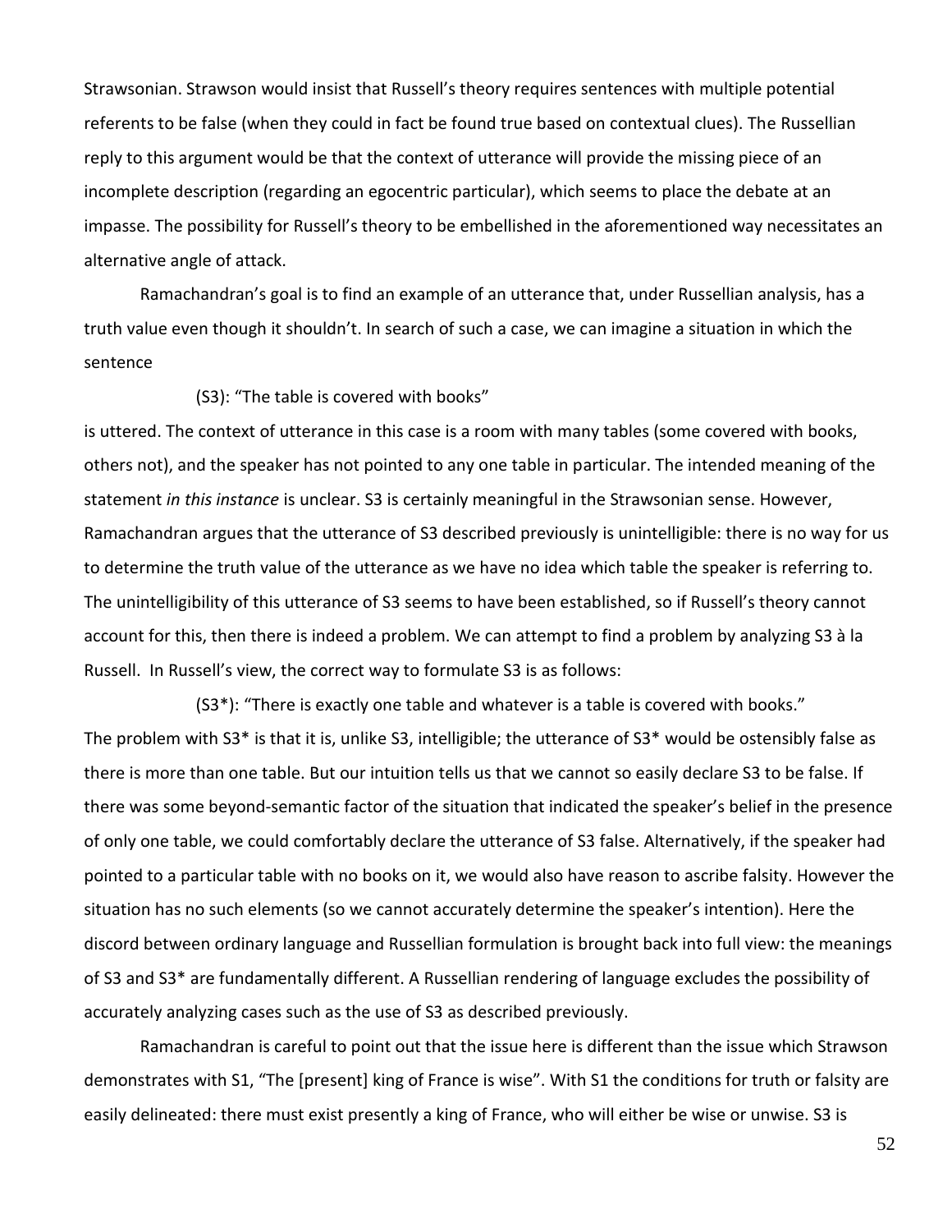Strawsonian. Strawson would insist that Russell's theory requires sentences with multiple potential referents to be false (when they could in fact be found true based on contextual clues). The Russellian reply to this argument would be that the context of utterance will provide the missing piece of an incomplete description (regarding an egocentric particular), which seems to place the debate at an impasse. The possibility for Russell's theory to be embellished in the aforementioned way necessitates an alternative angle of attack.

Ramachandran's goal is to find an example of an utterance that, under Russellian analysis, has a truth value even though it shouldn't. In search of such a case, we can imagine a situation in which the sentence

(S3): "The table is covered with books"

is uttered. The context of utterance in this case is a room with many tables (some covered with books, others not), and the speaker has not pointed to any one table in particular. The intended meaning of the statement *in this instance* is unclear. S3 is certainly meaningful in the Strawsonian sense. However, Ramachandran argues that the utterance of S3 described previously is unintelligible: there is no way for us to determine the truth value of the utterance as we have no idea which table the speaker is referring to. The unintelligibility of this utterance of S3 seems to have been established, so if Russell's theory cannot account for this, then there is indeed a problem. We can attempt to find a problem by analyzing S3 à la Russell. In Russell's view, the correct way to formulate S3 is as follows:

(S3*): "There is exactly one table and whatever is a table is covered with books."

The problem with S3* is that it is, unlike S3, intelligible; the utterance of S3* would be ostensibly false as there is more than one table. But our intuition tells us that we cannot so easily declare S3 to be false. If there was some beyond-semantic factor of the situation that indicated the speaker's belief in the presence of only one table, we could comfortably declare the utterance of S3 false. Alternatively, if the speaker had pointed to a particular table with no books on it, we would also have reason to ascribe falsity. However the situation has no such elements (so we cannot accurately determine the speaker's intention). Here the discord between ordinary language and Russellian formulation is brought back into full view: the meanings of S3 and S3* are fundamentally different. A Russellian rendering of language excludes the possibility of accurately analyzing cases such as the use of S3 as described previously.

Ramachandran is careful to point out that the issue here is different than the issue which Strawson demonstrates with S1, "The [present] king of France is wise". With S1 the conditions for truth or falsity are easily delineated: there must exist presently a king of France, who will either be wise or unwise. S3 is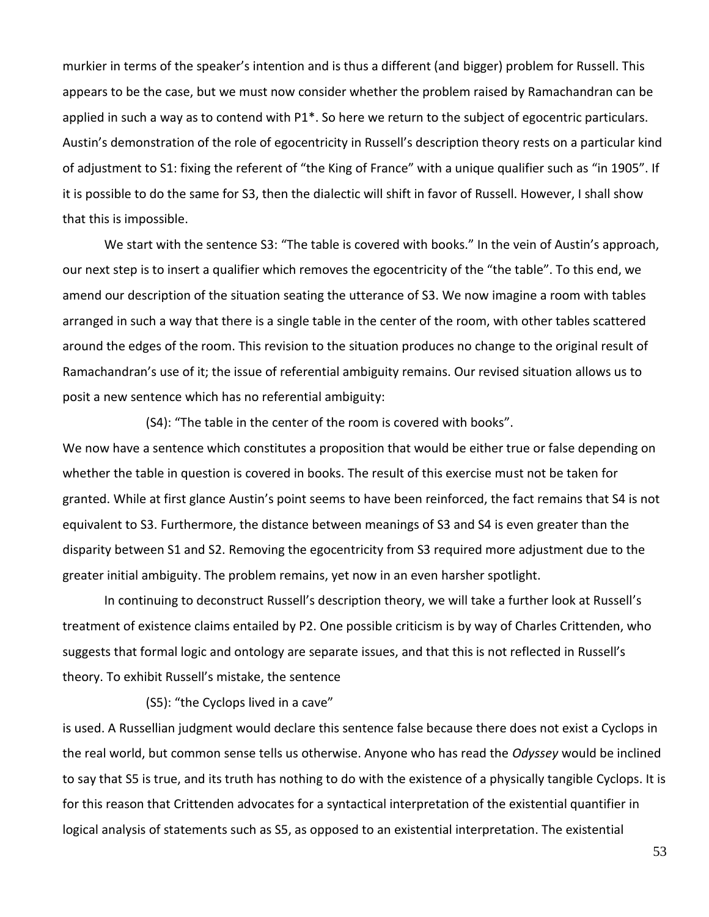murkier in terms of the speaker's intention and is thus a different (and bigger) problem for Russell. This appears to be the case, but we must now consider whether the problem raised by Ramachandran can be applied in such a way as to contend with P1*. So here we return to the subject of egocentric particulars. Austin's demonstration of the role of egocentricity in Russell's description theory rests on a particular kind of adjustment to S1: fixing the referent of "the King of France" with a unique qualifier such as "in 1905". If it is possible to do the same for S3, then the dialectic will shift in favor of Russell. However, I shall show that this is impossible.

We start with the sentence S3: "The table is covered with books." In the vein of Austin's approach, our next step is to insert a qualifier which removes the egocentricity of the "the table". To this end, we amend our description of the situation seating the utterance of S3. We now imagine a room with tables arranged in such a way that there is a single table in the center of the room, with other tables scattered around the edges of the room. This revision to the situation produces no change to the original result of Ramachandran's use of it; the issue of referential ambiguity remains. Our revised situation allows us to posit a new sentence which has no referential ambiguity:

(S4): "The table in the center of the room is covered with books".

We now have a sentence which constitutes a proposition that would be either true or false depending on whether the table in question is covered in books. The result of this exercise must not be taken for granted. While at first glance Austin's point seems to have been reinforced, the fact remains that S4 is not equivalent to S3. Furthermore, the distance between meanings of S3 and S4 is even greater than the disparity between S1 and S2. Removing the egocentricity from S3 required more adjustment due to the greater initial ambiguity. The problem remains, yet now in an even harsher spotlight.

In continuing to deconstruct Russell's description theory, we will take a further look at Russell's treatment of existence claims entailed by P2. One possible criticism is by way of Charles Crittenden, who suggests that formal logic and ontology are separate issues, and that this is not reflected in Russell's theory. To exhibit Russell's mistake, the sentence

(S5): "the Cyclops lived in a cave"

is used. A Russellian judgment would declare this sentence false because there does not exist a Cyclops in the real world, but common sense tells us otherwise. Anyone who has read the *Odyssey* would be inclined to say that S5 is true, and its truth has nothing to do with the existence of a physically tangible Cyclops. It is for this reason that Crittenden advocates for a syntactical interpretation of the existential quantifier in logical analysis of statements such as S5, as opposed to an existential interpretation. The existential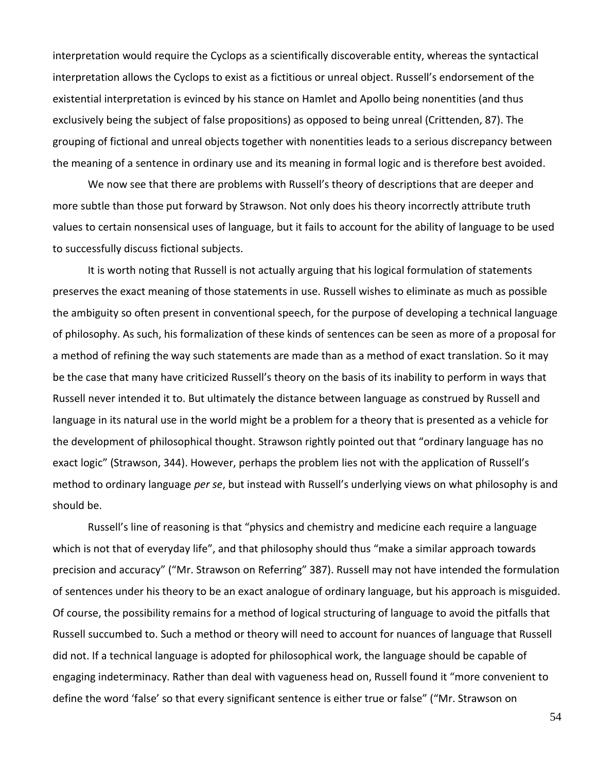interpretation would require the Cyclops as a scientifically discoverable entity, whereas the syntactical interpretation allows the Cyclops to exist as a fictitious or unreal object. Russell's endorsement of the existential interpretation is evinced by his stance on Hamlet and Apollo being nonentities (and thus exclusively being the subject of false propositions) as opposed to being unreal (Crittenden, 87). The grouping of fictional and unreal objects together with nonentities leads to a serious discrepancy between the meaning of a sentence in ordinary use and its meaning in formal logic and is therefore best avoided.

We now see that there are problems with Russell's theory of descriptions that are deeper and more subtle than those put forward by Strawson. Not only does his theory incorrectly attribute truth values to certain nonsensical uses of language, but it fails to account for the ability of language to be used to successfully discuss fictional subjects.

It is worth noting that Russell is not actually arguing that his logical formulation of statements preserves the exact meaning of those statements in use. Russell wishes to eliminate as much as possible the ambiguity so often present in conventional speech, for the purpose of developing a technical language of philosophy. As such, his formalization of these kinds of sentences can be seen as more of a proposal for a method of refining the way such statements are made than as a method of exact translation. So it may be the case that many have criticized Russell's theory on the basis of its inability to perform in ways that Russell never intended it to. But ultimately the distance between language as construed by Russell and language in its natural use in the world might be a problem for a theory that is presented as a vehicle for the development of philosophical thought. Strawson rightly pointed out that "ordinary language has no exact logic" (Strawson, 344). However, perhaps the problem lies not with the application of Russell's method to ordinary language *per se*, but instead with Russell's underlying views on what philosophy is and should be.

Russell's line of reasoning is that "physics and chemistry and medicine each require a language which is not that of everyday life", and that philosophy should thus "make a similar approach towards precision and accuracy" ("Mr. Strawson on Referring" 387). Russell may not have intended the formulation of sentences under his theory to be an exact analogue of ordinary language, but his approach is misguided. Of course, the possibility remains for a method of logical structuring of language to avoid the pitfalls that Russell succumbed to. Such a method or theory will need to account for nuances of language that Russell did not. If a technical language is adopted for philosophical work, the language should be capable of engaging indeterminacy. Rather than deal with vagueness head on, Russell found it "more convenient to define the word 'false' so that every significant sentence is either true or false" ("Mr. Strawson on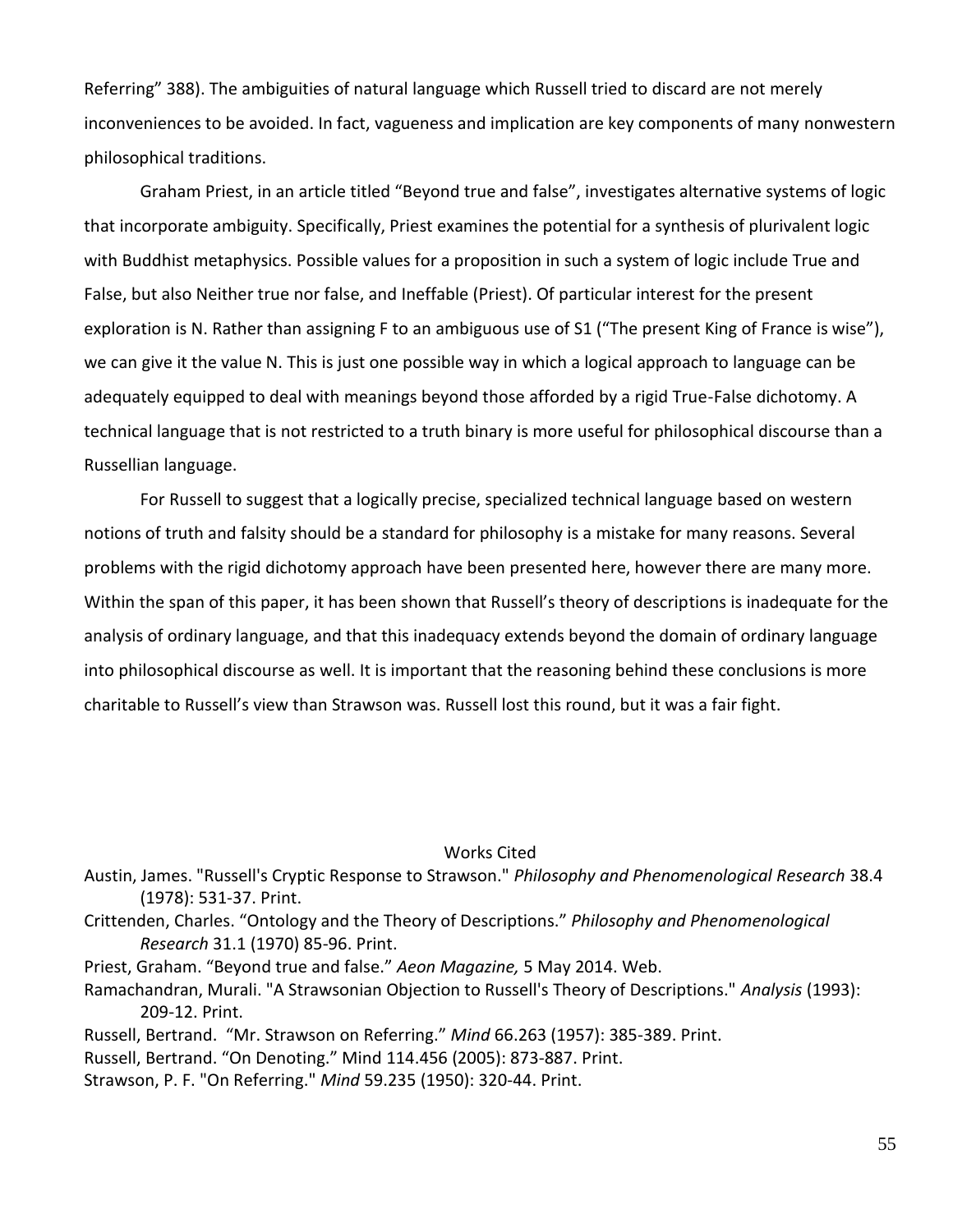Referring" 388). The ambiguities of natural language which Russell tried to discard are not merely inconveniences to be avoided. In fact, vagueness and implication are key components of many nonwestern philosophical traditions.

Graham Priest, in an article titled "Beyond true and false", investigates alternative systems of logic that incorporate ambiguity. Specifically, Priest examines the potential for a synthesis of plurivalent logic with Buddhist metaphysics. Possible values for a proposition in such a system of logic include True and False, but also Neither true nor false, and Ineffable (Priest). Of particular interest for the present exploration is N. Rather than assigning F to an ambiguous use of S1 ("The present King of France is wise"), we can give it the value N. This is just one possible way in which a logical approach to language can be adequately equipped to deal with meanings beyond those afforded by a rigid True-False dichotomy. A technical language that is not restricted to a truth binary is more useful for philosophical discourse than a Russellian language.

For Russell to suggest that a logically precise, specialized technical language based on western notions of truth and falsity should be a standard for philosophy is a mistake for many reasons. Several problems with the rigid dichotomy approach have been presented here, however there are many more. Within the span of this paper, it has been shown that Russell's theory of descriptions is inadequate for the analysis of ordinary language, and that this inadequacy extends beyond the domain of ordinary language into philosophical discourse as well. It is important that the reasoning behind these conclusions is more charitable to Russell's view than Strawson was. Russell lost this round, but it was a fair fight.

## Works Cited

Austin, James. "Russell's Cryptic Response to Strawson." *Philosophy and Phenomenological Research* 38.4 (1978): 531-37. Print.

Crittenden, Charles. "Ontology and the Theory of Descriptions." *Philosophy and Phenomenological Research* 31.1 (1970) 85-96. Print.

Priest, Graham. "Beyond true and false." *Aeon Magazine,* 5 May 2014. Web.

Ramachandran, Murali. "A Strawsonian Objection to Russell's Theory of Descriptions." *Analysis* (1993): 209-12. Print.

Russell, Bertrand. "Mr. Strawson on Referring." *Mind* 66.263 (1957): 385-389. Print.

Russell, Bertrand. "On Denoting." Mind 114.456 (2005): 873-887. Print.

Strawson, P. F. "On Referring." *Mind* 59.235 (1950): 320-44. Print.